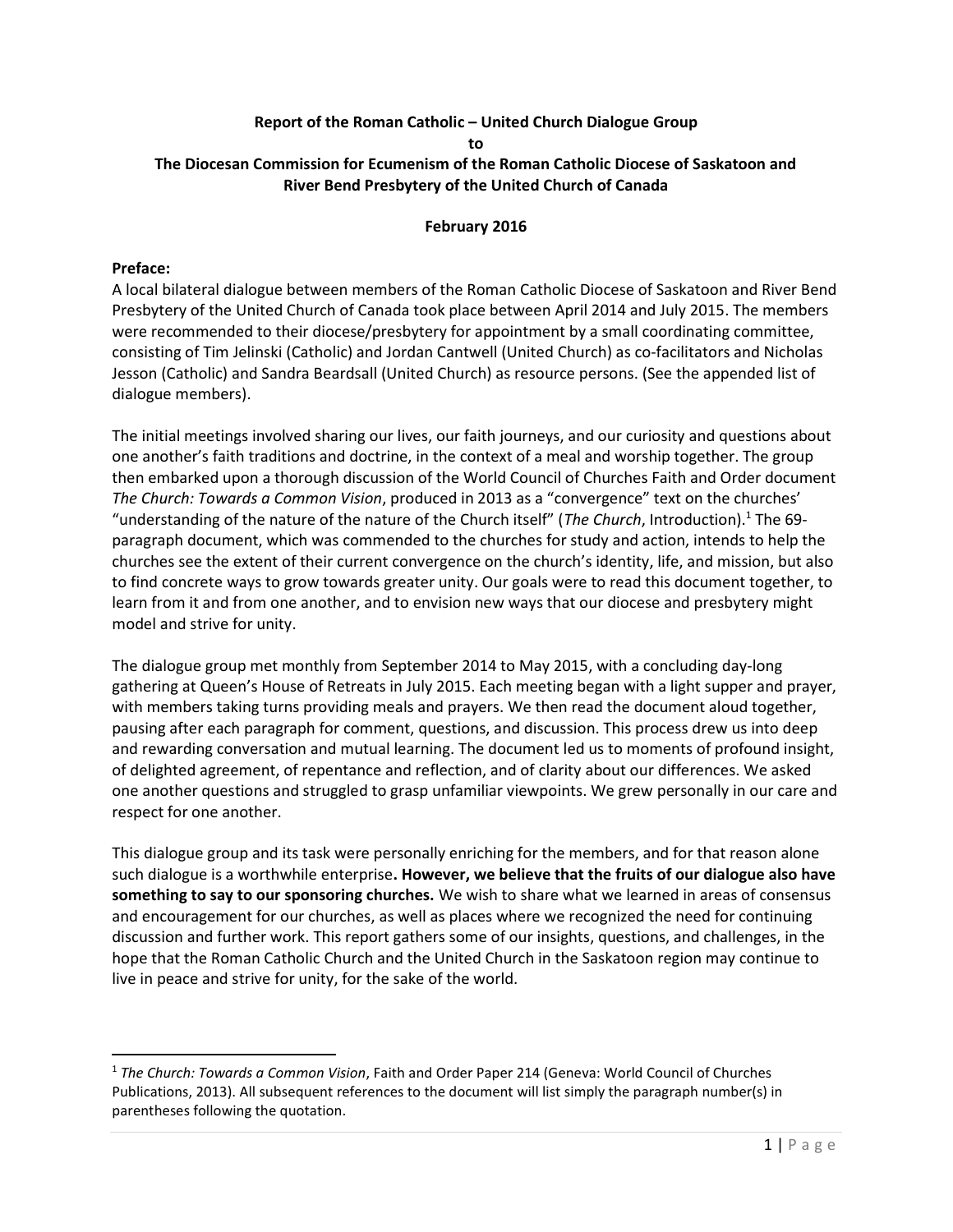**Report of the Roman Catholic – United Church Dialogue Group**

**to**

**The Diocesan Commission for Ecumenism of the Roman Catholic Diocese of Saskatoon and River Bend Presbytery of the United Church of Canada**

**February 2016**

**Preface:**

A local bilateral dialogue between members of the Roman Catholic Diocese of Saskatoon and River Bend Presbytery of the United Church of Canada took place between April 2014 and July 2015. The members were recommended to their diocese/presbytery for appointment by a small coordinating committee, consisting of Tim Jelinski (Catholic) and Jordan Cantwell (United Church) as co-facilitators and Nicholas Jesson (Catholic) and Sandra Beardsall (United Church) as resource persons. (See the appended list of dialogue members).

The initial meetings involved sharing our lives, our faith journeys, and our curiosity and questions about one another's faith traditions and doctrine, in the context of a meal and worship together. The group then embarked upon a thorough discussion of the World Council of Churches Faith and Order document *The Church: Towards a Common Vision*, produced in 2013 as a "convergence" text on the churches' "understanding of the nature of the nature of the Church itself" (*The Church*, Introduction).[1] The 69-paragraph document, which was commended to the churches for study and action, intends to help the churches see the extent of their current convergence on the church's identity, life, and mission, but also to find concrete ways to grow towards greater unity. Our goals were to read this document together, to learn from it and from one another, and to envision new ways that our diocese and presbytery might model and strive for unity.

The dialogue group met monthly from September 2014 to May 2015, with a concluding day-long gathering at Queen's House of Retreats in July 2015. Each meeting began with a light supper and prayer, with members taking turns providing meals and prayers. We then read the document aloud together, pausing after each paragraph for comment, questions, and discussion. This process drew us into deep and rewarding conversation and mutual learning. The document led us to moments of profound insight, of delighted agreement, of repentance and reflection, and of clarity about our differences. We asked one another questions and struggled to grasp unfamiliar viewpoints. We grew personally in our care and respect for one another.

This dialogue group and its task were personally enriching for the members, and for that reason alone such dialogue is a worthwhile enterprise**. However, we believe that the fruits of our dialogue also have something to say to our sponsoring churches.** We wish to share what we learned in areas of consensus and encouragement for our churches, as well as places where we recognized the need for continuing discussion and further work. This report gathers some of our insights, questions, and challenges, in the hope that the Roman Catholic Church and the United Church in the Saskatoon region may continue to live in peace and strive for unity, for the sake of the world.

---

[1] *The Church: Towards a Common Vision*, Faith and Order Paper 214 (Geneva: World Council of Churches Publications, 2013). All subsequent references to the document will list simply the paragraph number(s) in parentheses following the quotation.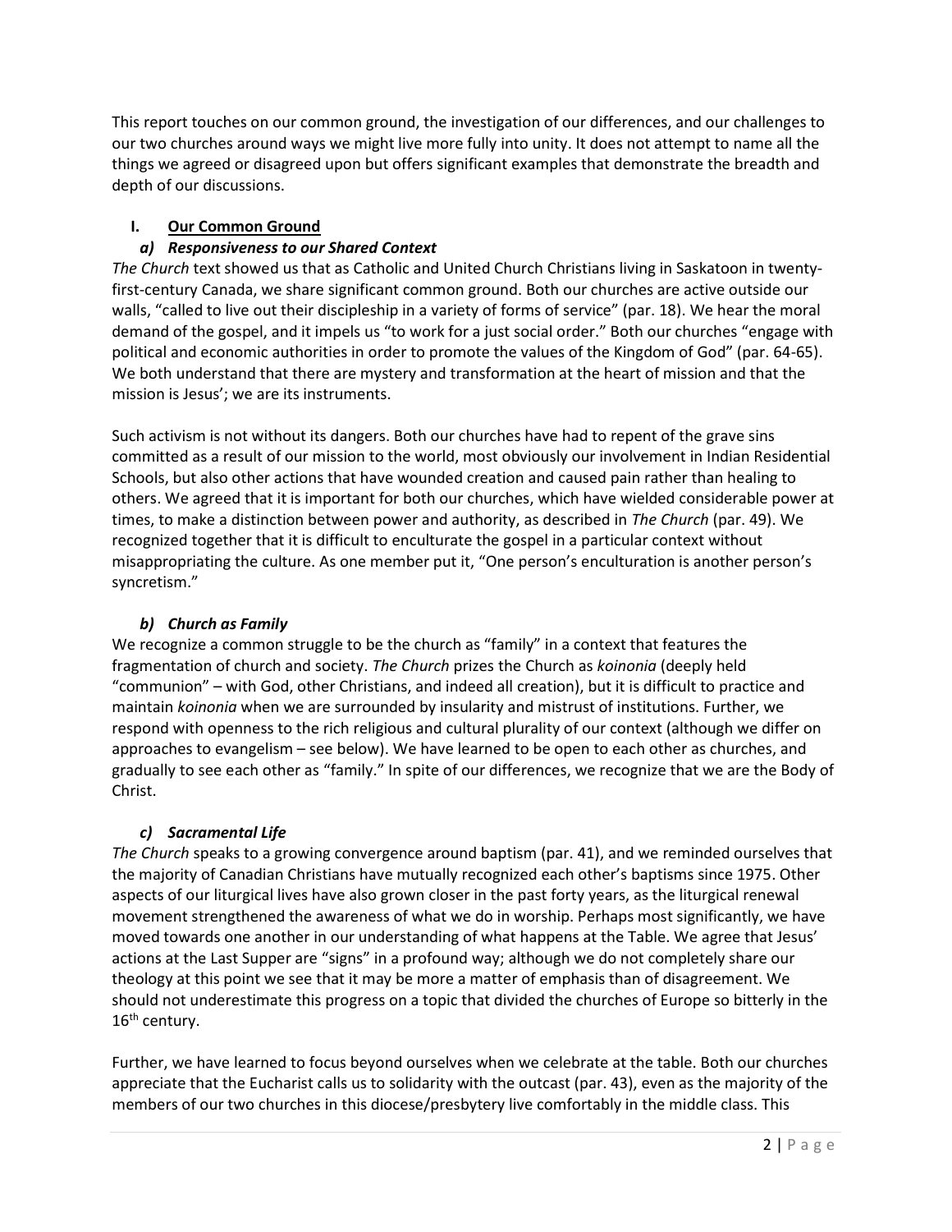This report touches on our common ground, the investigation of our differences, and our challenges to our two churches around ways we might live more fully into unity. It does not attempt to name all the things we agreed or disagreed upon but offers significant examples that demonstrate the breadth and depth of our discussions.

## I. Our Common Ground

### *a) Responsiveness to our Shared Context*

*The Church* text showed us that as Catholic and United Church Christians living in Saskatoon in twenty-first-century Canada, we share significant common ground. Both our churches are active outside our walls, "called to live out their discipleship in a variety of forms of service" (par. 18). We hear the moral demand of the gospel, and it impels us "to work for a just social order." Both our churches "engage with political and economic authorities in order to promote the values of the Kingdom of God" (par. 64-65). We both understand that there are mystery and transformation at the heart of mission and that the mission is Jesus'; we are its instruments.

Such activism is not without its dangers. Both our churches have had to repent of the grave sins committed as a result of our mission to the world, most obviously our involvement in Indian Residential Schools, but also other actions that have wounded creation and caused pain rather than healing to others. We agreed that it is important for both our churches, which have wielded considerable power at times, to make a distinction between power and authority, as described in *The Church* (par. 49). We recognized together that it is difficult to enculturate the gospel in a particular context without misappropriating the culture. As one member put it, "One person's enculturation is another person's syncretism."

### *b) Church as Family*

We recognize a common struggle to be the church as "family" in a context that features the fragmentation of church and society. *The Church* prizes the Church as *koinonia* (deeply held "communion" – with God, other Christians, and indeed all creation), but it is difficult to practice and maintain *koinonia* when we are surrounded by insularity and mistrust of institutions. Further, we respond with openness to the rich religious and cultural plurality of our context (although we differ on approaches to evangelism – see below). We have learned to be open to each other as churches, and gradually to see each other as "family." In spite of our differences, we recognize that we are the Body of Christ.

### *c) Sacramental Life*

*The Church* speaks to a growing convergence around baptism (par. 41), and we reminded ourselves that the majority of Canadian Christians have mutually recognized each other's baptisms since 1975. Other aspects of our liturgical lives have also grown closer in the past forty years, as the liturgical renewal movement strengthened the awareness of what we do in worship. Perhaps most significantly, we have moved towards one another in our understanding of what happens at the Table. We agree that Jesus' actions at the Last Supper are "signs" in a profound way; although we do not completely share our theology at this point we see that it may be more a matter of emphasis than of disagreement. We should not underestimate this progress on a topic that divided the churches of Europe so bitterly in the 16th century.

Further, we have learned to focus beyond ourselves when we celebrate at the table. Both our churches appreciate that the Eucharist calls us to solidarity with the outcast (par. 43), even as the majority of the members of our two churches in this diocese/presbytery live comfortably in the middle class. This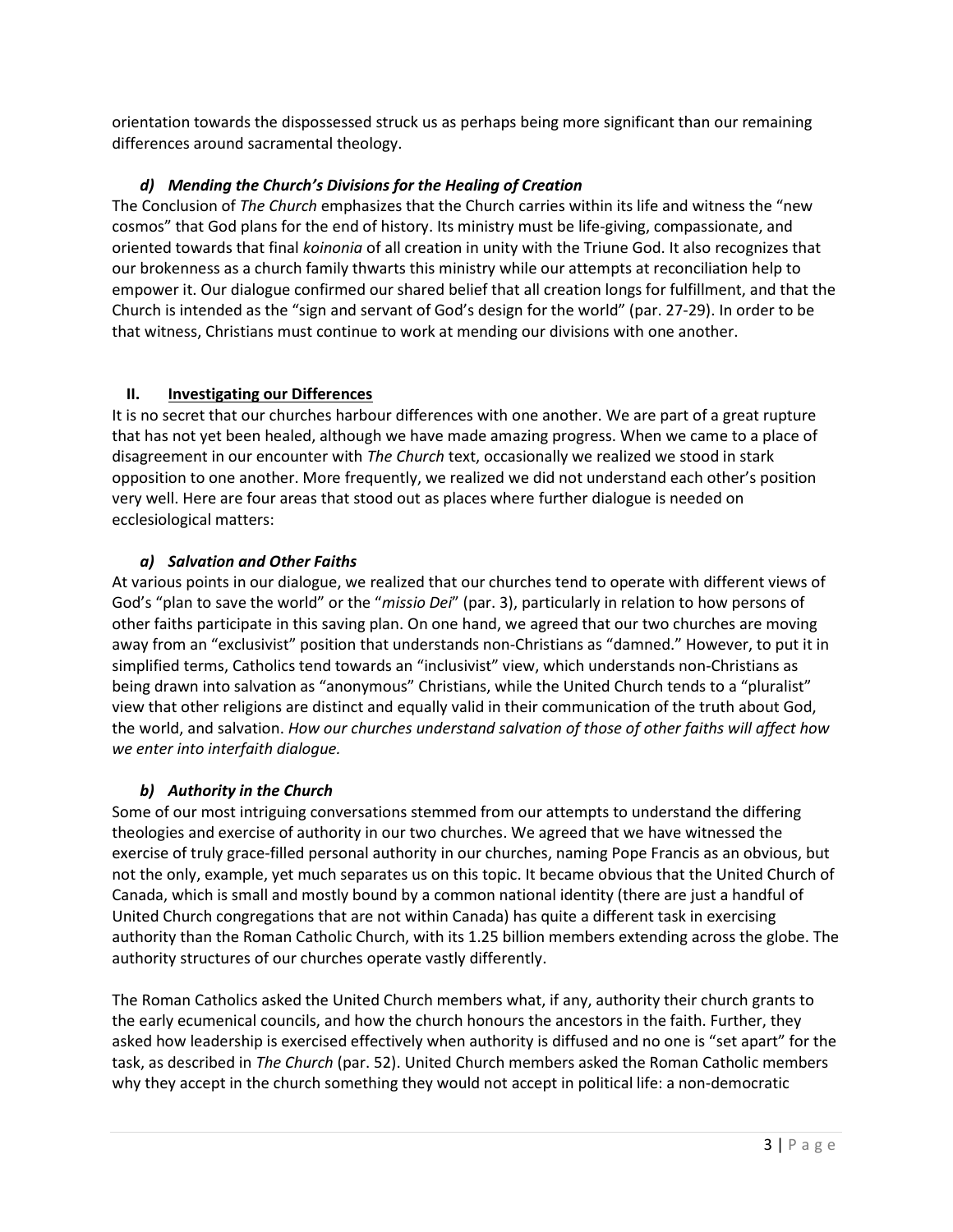orientation towards the dispossessed struck us as perhaps being more significant than our remaining differences around sacramental theology.

### *d) Mending the Church's Divisions for the Healing of Creation*

The Conclusion of *The Church* emphasizes that the Church carries within its life and witness the "new cosmos" that God plans for the end of history. Its ministry must be life-giving, compassionate, and oriented towards that final *koinonia* of all creation in unity with the Triune God. It also recognizes that our brokenness as a church family thwarts this ministry while our attempts at reconciliation help to empower it. Our dialogue confirmed our shared belief that all creation longs for fulfillment, and that the Church is intended as the "sign and servant of God's design for the world" (par. 27-29). In order to be that witness, Christians must continue to work at mending our divisions with one another.

## II. Investigating our Differences

It is no secret that our churches harbour differences with one another. We are part of a great rupture that has not yet been healed, although we have made amazing progress. When we came to a place of disagreement in our encounter with *The Church* text, occasionally we realized we stood in stark opposition to one another. More frequently, we realized we did not understand each other's position very well. Here are four areas that stood out as places where further dialogue is needed on ecclesiological matters:

### *a) Salvation and Other Faiths*

At various points in our dialogue, we realized that our churches tend to operate with different views of God's "plan to save the world" or the "*missio Dei*" (par. 3), particularly in relation to how persons of other faiths participate in this saving plan. On one hand, we agreed that our two churches are moving away from an "exclusivist" position that understands non-Christians as "damned." However, to put it in simplified terms, Catholics tend towards an "inclusivist" view, which understands non-Christians as being drawn into salvation as "anonymous" Christians, while the United Church tends to a "pluralist" view that other religions are distinct and equally valid in their communication of the truth about God, the world, and salvation. *How our churches understand salvation of those of other faiths will affect how we enter into interfaith dialogue.*

### *b) Authority in the Church*

Some of our most intriguing conversations stemmed from our attempts to understand the differing theologies and exercise of authority in our two churches. We agreed that we have witnessed the exercise of truly grace-filled personal authority in our churches, naming Pope Francis as an obvious, but not the only, example, yet much separates us on this topic. It became obvious that the United Church of Canada, which is small and mostly bound by a common national identity (there are just a handful of United Church congregations that are not within Canada) has quite a different task in exercising authority than the Roman Catholic Church, with its 1.25 billion members extending across the globe. The authority structures of our churches operate vastly differently.

The Roman Catholics asked the United Church members what, if any, authority their church grants to the early ecumenical councils, and how the church honours the ancestors in the faith. Further, they asked how leadership is exercised effectively when authority is diffused and no one is "set apart" for the task, as described in *The Church* (par. 52). United Church members asked the Roman Catholic members why they accept in the church something they would not accept in political life: a non-democratic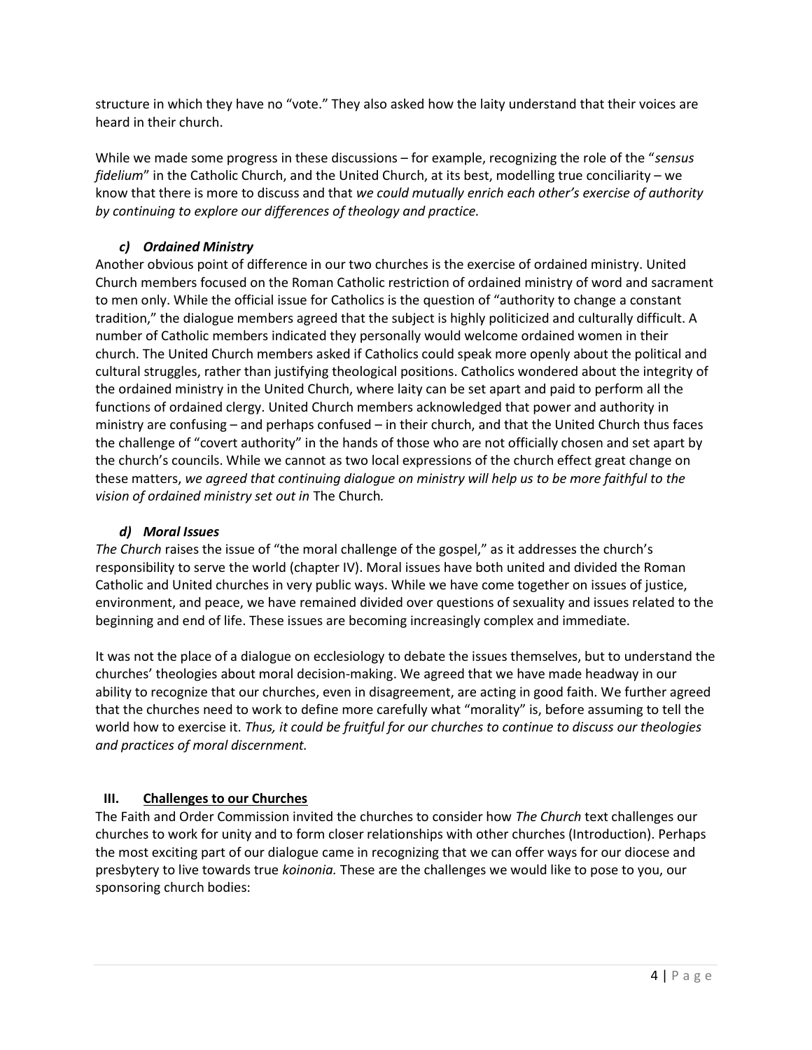structure in which they have no "vote." They also asked how the laity understand that their voices are heard in their church.

While we made some progress in these discussions – for example, recognizing the role of the "*sensus fidelium*" in the Catholic Church, and the United Church, at its best, modelling true conciliarity – we know that there is more to discuss and that *we could mutually enrich each other's exercise of authority by continuing to explore our differences of theology and practice.*

### *c) Ordained Ministry*

Another obvious point of difference in our two churches is the exercise of ordained ministry. United Church members focused on the Roman Catholic restriction of ordained ministry of word and sacrament to men only. While the official issue for Catholics is the question of "authority to change a constant tradition," the dialogue members agreed that the subject is highly politicized and culturally difficult. A number of Catholic members indicated they personally would welcome ordained women in their church. The United Church members asked if Catholics could speak more openly about the political and cultural struggles, rather than justifying theological positions. Catholics wondered about the integrity of the ordained ministry in the United Church, where laity can be set apart and paid to perform all the functions of ordained clergy. United Church members acknowledged that power and authority in ministry are confusing – and perhaps confused – in their church, and that the United Church thus faces the challenge of "covert authority" in the hands of those who are not officially chosen and set apart by the church's councils. While we cannot as two local expressions of the church effect great change on these matters, *we agreed that continuing dialogue on ministry will help us to be more faithful to the vision of ordained ministry set out in* The Church*.*

### *d) Moral Issues*

*The Church* raises the issue of "the moral challenge of the gospel," as it addresses the church's responsibility to serve the world (chapter IV). Moral issues have both united and divided the Roman Catholic and United churches in very public ways. While we have come together on issues of justice, environment, and peace, we have remained divided over questions of sexuality and issues related to the beginning and end of life. These issues are becoming increasingly complex and immediate.

It was not the place of a dialogue on ecclesiology to debate the issues themselves, but to understand the churches' theologies about moral decision-making. We agreed that we have made headway in our ability to recognize that our churches, even in disagreement, are acting in good faith. We further agreed that the churches need to work to define more carefully what "morality" is, before assuming to tell the world how to exercise it. *Thus, it could be fruitful for our churches to continue to discuss our theologies and practices of moral discernment.*

## III. Challenges to our Churches

The Faith and Order Commission invited the churches to consider how *The Church* text challenges our churches to work for unity and to form closer relationships with other churches (Introduction). Perhaps the most exciting part of our dialogue came in recognizing that we can offer ways for our diocese and presbytery to live towards true *koinonia.* These are the challenges we would like to pose to you, our sponsoring church bodies: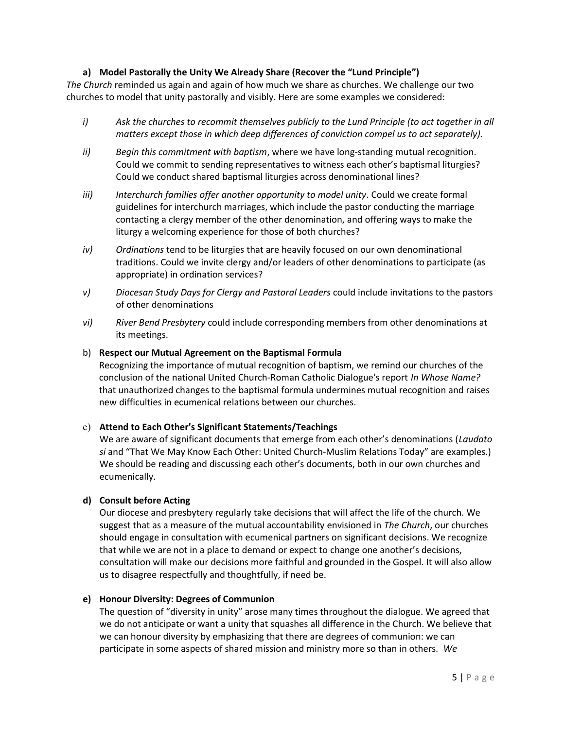**a) Model Pastorally the Unity We Already Share (Recover the "Lund Principle")**

*The Church* reminded us again and again of how much we share as churches. We challenge our two churches to model that unity pastorally and visibly. Here are some examples we considered:

- *i) Ask the churches to recommit themselves publicly to the Lund Principle (to act together in all matters except those in which deep differences of conviction compel us to act separately).*
- *ii) Begin this commitment with baptism*, where we have long-standing mutual recognition. Could we commit to sending representatives to witness each other's baptismal liturgies? Could we conduct shared baptismal liturgies across denominational lines?
- *iii) Interchurch families offer another opportunity to model unity*. Could we create formal guidelines for interchurch marriages, which include the pastor conducting the marriage contacting a clergy member of the other denomination, and offering ways to make the liturgy a welcoming experience for those of both churches?
- *iv) Ordinations* tend to be liturgies that are heavily focused on our own denominational traditions. Could we invite clergy and/or leaders of other denominations to participate (as appropriate) in ordination services?
- *v) Diocesan Study Days for Clergy and Pastoral Leaders* could include invitations to the pastors of other denominations
- *vi) River Bend Presbytery* could include corresponding members from other denominations at its meetings.

**b) Respect our Mutual Agreement on the Baptismal Formula**

Recognizing the importance of mutual recognition of baptism, we remind our churches of the conclusion of the national United Church-Roman Catholic Dialogue's report *In Whose Name?* that unauthorized changes to the baptismal formula undermines mutual recognition and raises new difficulties in ecumenical relations between our churches.

**c) Attend to Each Other's Significant Statements/Teachings**

We are aware of significant documents that emerge from each other's denominations (*Laudato si* and "That We May Know Each Other: United Church-Muslim Relations Today" are examples.) We should be reading and discussing each other's documents, both in our own churches and ecumenically.

**d) Consult before Acting**

Our diocese and presbytery regularly take decisions that will affect the life of the church. We suggest that as a measure of the mutual accountability envisioned in *The Church*, our churches should engage in consultation with ecumenical partners on significant decisions. We recognize that while we are not in a place to demand or expect to change one another's decisions, consultation will make our decisions more faithful and grounded in the Gospel. It will also allow us to disagree respectfully and thoughtfully, if need be.

**e) Honour Diversity: Degrees of Communion**

The question of "diversity in unity" arose many times throughout the dialogue. We agreed that we do not anticipate or want a unity that squashes all difference in the Church. We believe that we can honour diversity by emphasizing that there are degrees of communion: we can participate in some aspects of shared mission and ministry more so than in others. *We*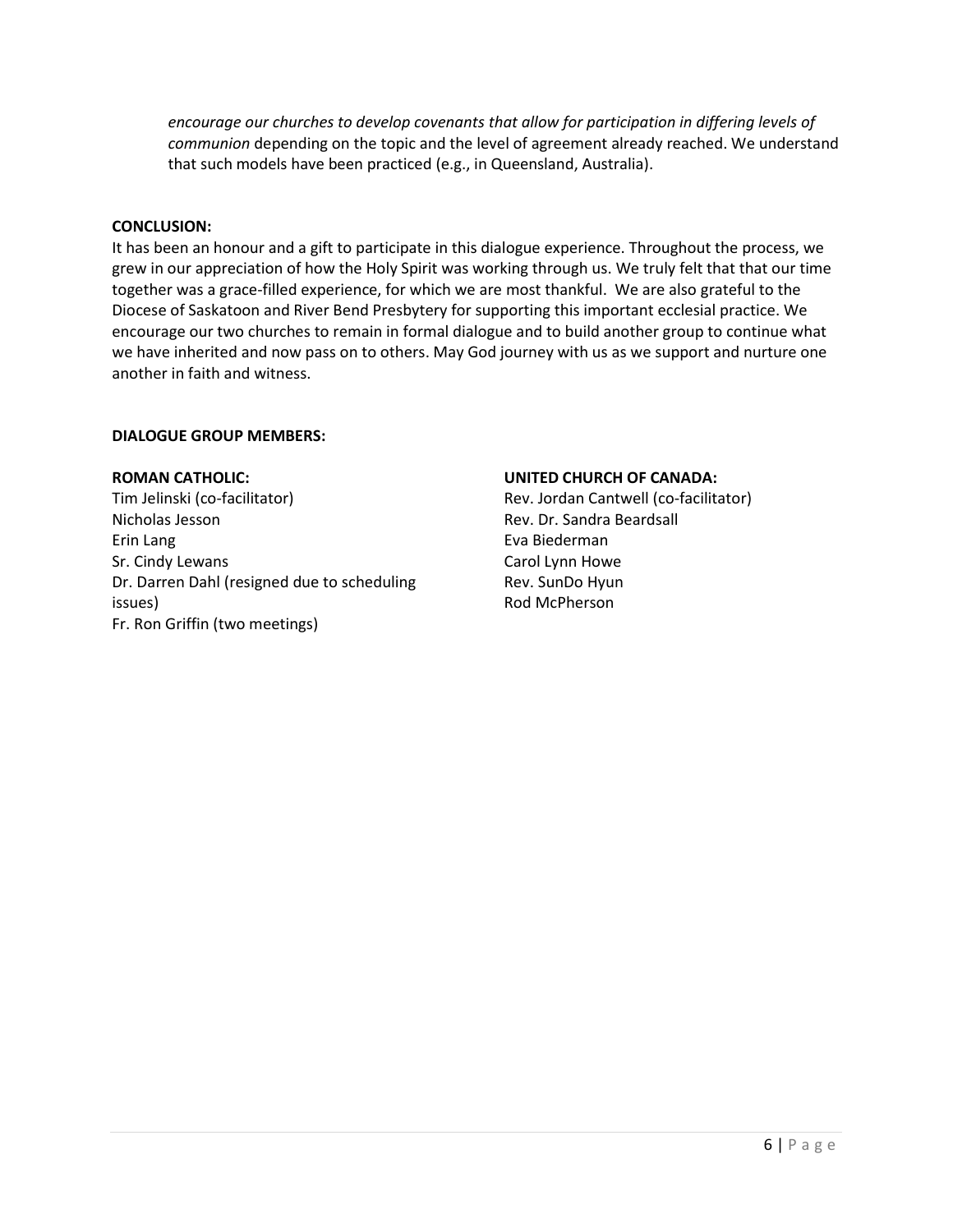*encourage our churches to develop covenants that allow for participation in differing levels of communion* depending on the topic and the level of agreement already reached. We understand that such models have been practiced (e.g., in Queensland, Australia).

**CONCLUSION:**

It has been an honour and a gift to participate in this dialogue experience. Throughout the process, we grew in our appreciation of how the Holy Spirit was working through us. We truly felt that that our time together was a grace-filled experience, for which we are most thankful. We are also grateful to the Diocese of Saskatoon and River Bend Presbytery for supporting this important ecclesial practice. We encourage our two churches to remain in formal dialogue and to build another group to continue what we have inherited and now pass on to others. May God journey with us as we support and nurture one another in faith and witness.

**DIALOGUE GROUP MEMBERS:**

**ROMAN CATHOLIC:**

Tim Jelinski (co-facilitator)
Nicholas Jesson
Erin Lang
Sr. Cindy Lewans
Dr. Darren Dahl (resigned due to scheduling issues)
Fr. Ron Griffin (two meetings)

**UNITED CHURCH OF CANADA:**

Rev. Jordan Cantwell (co-facilitator)
Rev. Dr. Sandra Beardsall
Eva Biederman
Carol Lynn Howe
Rev. SunDo Hyun
Rod McPherson